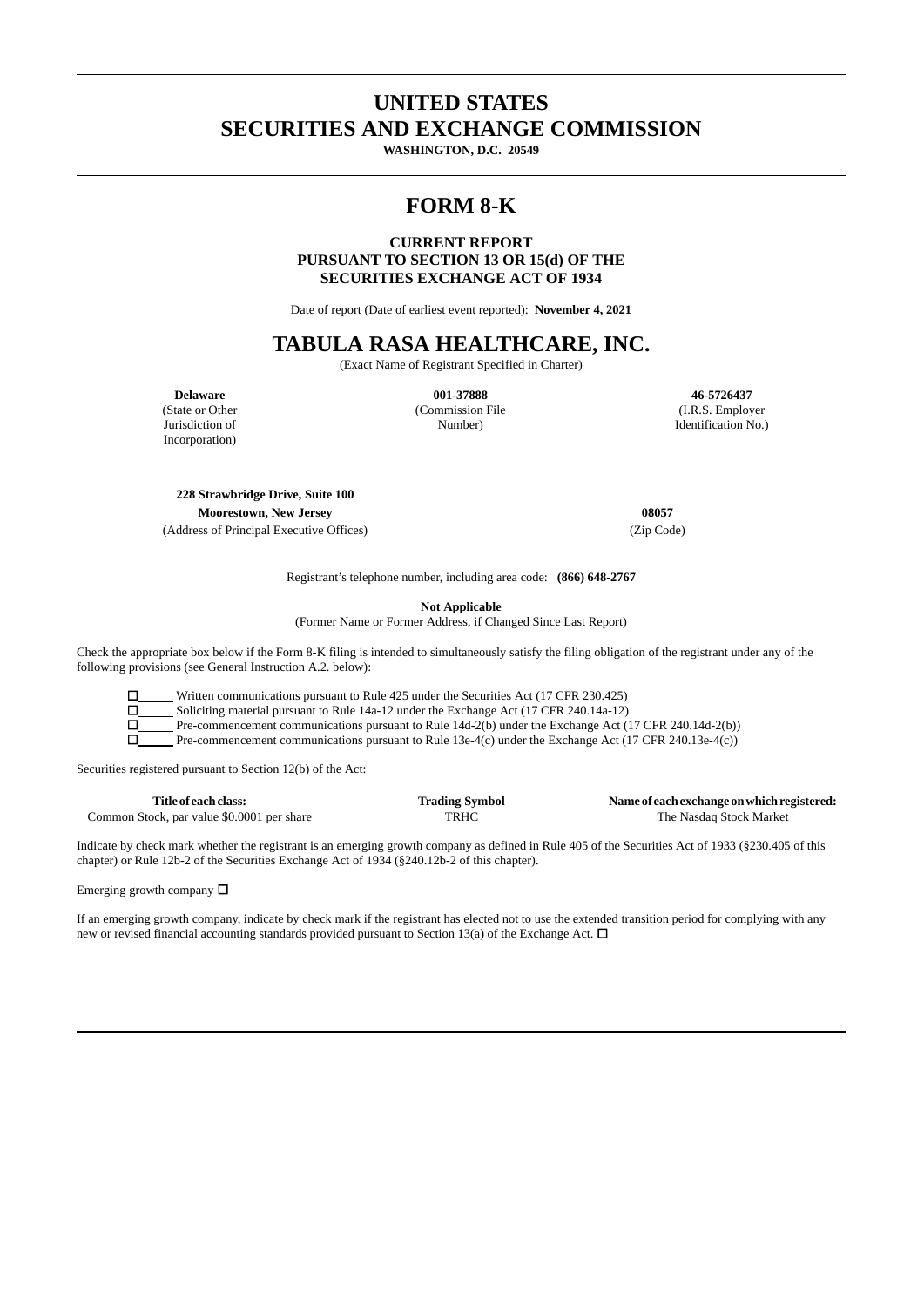# UNITED STATES
# SECURITIES AND EXCHANGE COMMISSION

**WASHINGTON, D.C. 20549**

# FORM 8-K

**CURRENT REPORT**
**PURSUANT TO SECTION 13 OR 15(d) OF THE**
**SECURITIES EXCHANGE ACT OF 1934**

Date of report (Date of earliest event reported): **November 4, 2021**

# TABULA RASA HEALTHCARE, INC.

(Exact Name of Registrant Specified in Charter)

| **Delaware** | **001-37888** | **46-5726437** |
|---|---|---|
| (State or Other Jurisdiction of Incorporation) | (Commission File Number) | (I.R.S. Employer Identification No.) |

| **228 Strawbridge Drive, Suite 100**<br>**Moorestown, New Jersey** | **08057** |
|---|---|
| (Address of Principal Executive Offices) | (Zip Code) |

Registrant's telephone number, including area code: **(866) 648-2767**

**Not Applicable**
(Former Name or Former Address, if Changed Since Last Report)

Check the appropriate box below if the Form 8-K filing is intended to simultaneously satisfy the filing obligation of the registrant under any of the following provisions (see General Instruction A.2. below):

☐ Written communications pursuant to Rule 425 under the Securities Act (17 CFR 230.425)
☐ Soliciting material pursuant to Rule 14a-12 under the Exchange Act (17 CFR 240.14a-12)
☐ Pre-commencement communications pursuant to Rule 14d-2(b) under the Exchange Act (17 CFR 240.14d-2(b))
☐ Pre-commencement communications pursuant to Rule 13e-4(c) under the Exchange Act (17 CFR 240.13e-4(c))

Securities registered pursuant to Section 12(b) of the Act:

| Title of each class: | Trading Symbol | Name of each exchange on which registered: |
|---|---|---|
| Common Stock, par value $0.0001 per share | TRHC | The Nasdaq Stock Market |

Indicate by check mark whether the registrant is an emerging growth company as defined in Rule 405 of the Securities Act of 1933 (§230.405 of this chapter) or Rule 12b-2 of the Securities Exchange Act of 1934 (§240.12b-2 of this chapter).

Emerging growth company ☐

If an emerging growth company, indicate by check mark if the registrant has elected not to use the extended transition period for complying with any new or revised financial accounting standards provided pursuant to Section 13(a) of the Exchange Act. ☐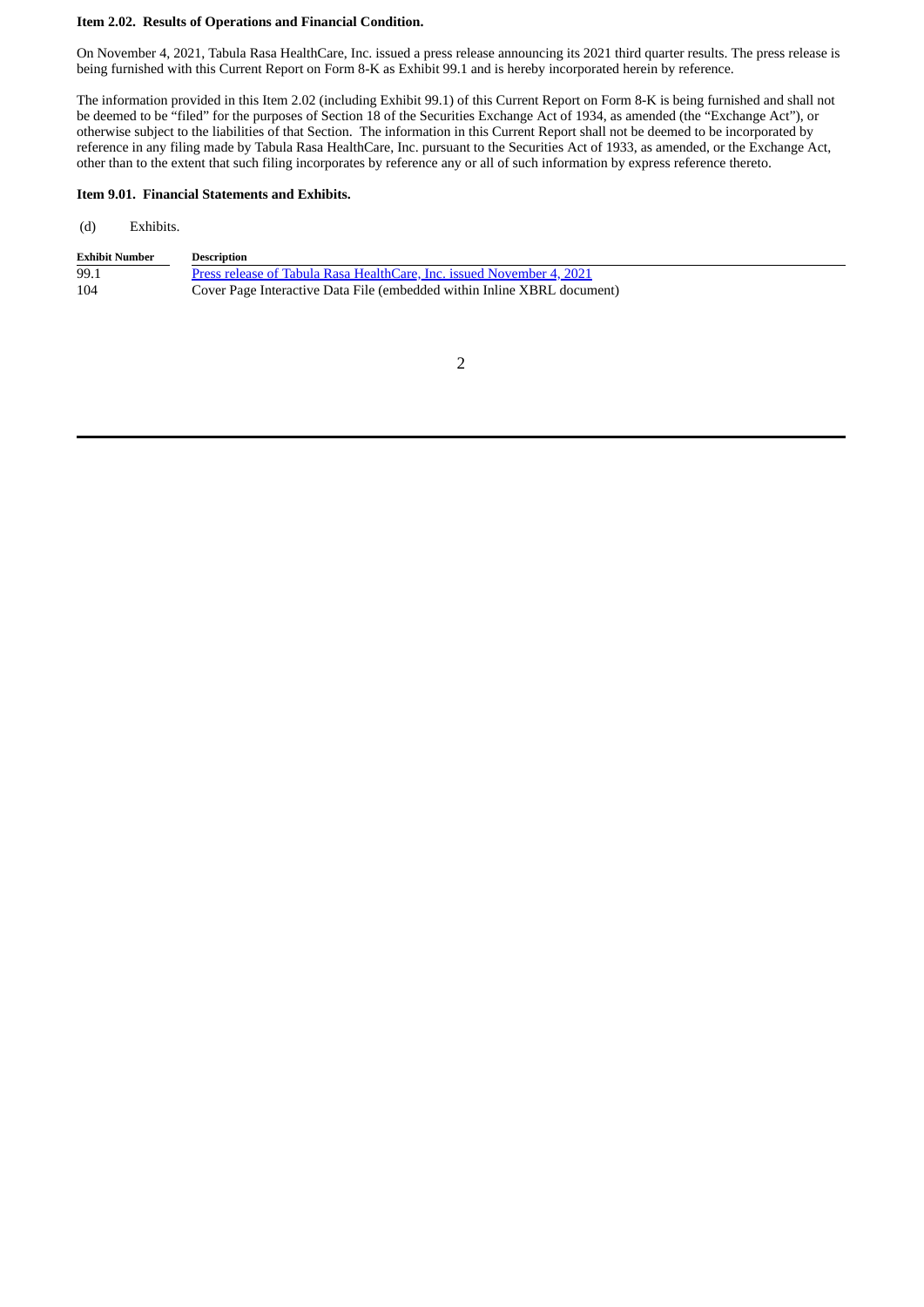**Item 2.02. Results of Operations and Financial Condition.**

On November 4, 2021, Tabula Rasa HealthCare, Inc. issued a press release announcing its 2021 third quarter results. The press release is being furnished with this Current Report on Form 8-K as Exhibit 99.1 and is hereby incorporated herein by reference.

The information provided in this Item 2.02 (including Exhibit 99.1) of this Current Report on Form 8-K is being furnished and shall not be deemed to be "filed" for the purposes of Section 18 of the Securities Exchange Act of 1934, as amended (the "Exchange Act"), or otherwise subject to the liabilities of that Section. The information in this Current Report shall not be deemed to be incorporated by reference in any filing made by Tabula Rasa HealthCare, Inc. pursuant to the Securities Act of 1933, as amended, or the Exchange Act, other than to the extent that such filing incorporates by reference any or all of such information by express reference thereto.

**Item 9.01. Financial Statements and Exhibits.**

(d) Exhibits.

| Exhibit Number | Description |
|---|---|
| 99.1 | Press release of Tabula Rasa HealthCare, Inc. issued November 4, 2021 |
| 104 | Cover Page Interactive Data File (embedded within Inline XBRL document) |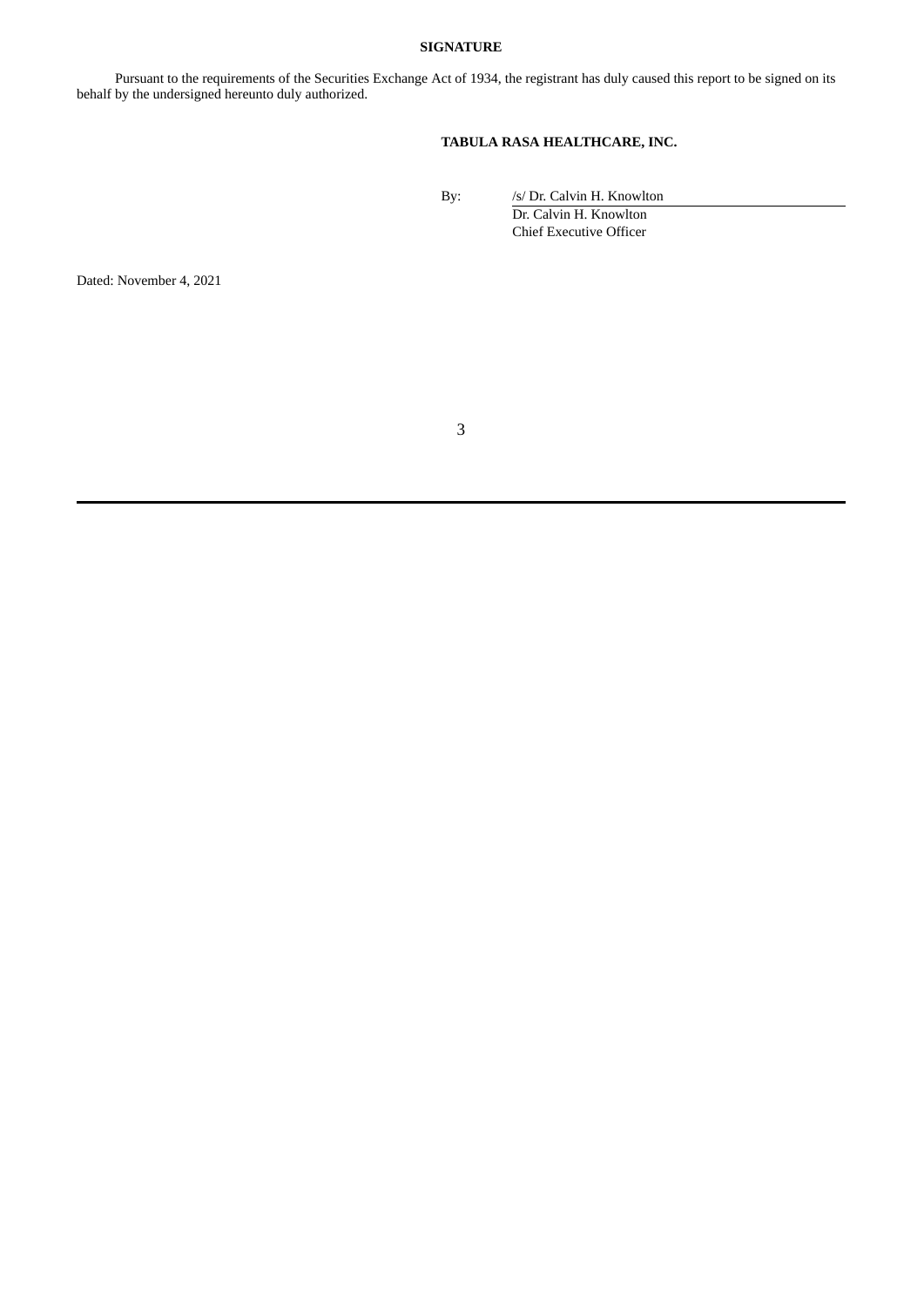**SIGNATURE**

Pursuant to the requirements of the Securities Exchange Act of 1934, the registrant has duly caused this report to be signed on its behalf by the undersigned hereunto duly authorized.

**TABULA RASA HEALTHCARE, INC.**

By: /s/ Dr. Calvin H. Knowlton
Dr. Calvin H. Knowlton
Chief Executive Officer

Dated: November 4, 2021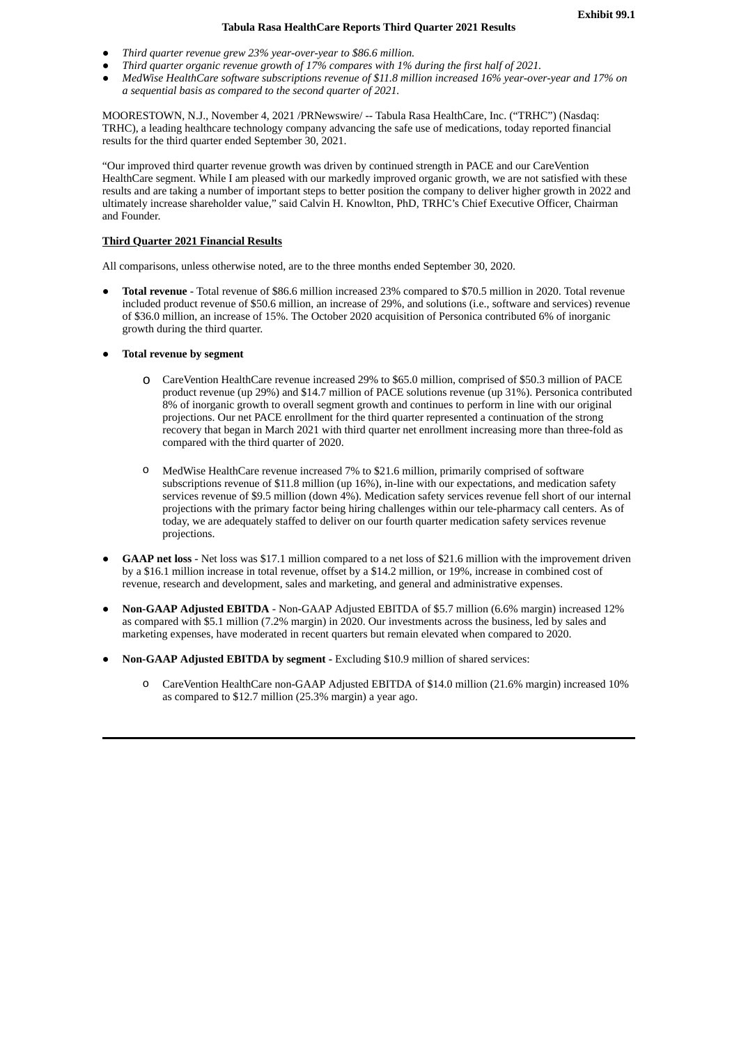**Exhibit 99.1**

**Tabula Rasa HealthCare Reports Third Quarter 2021 Results**

- *Third quarter revenue grew 23% year-over-year to $86.6 million.*
- *Third quarter organic revenue growth of 17% compares with 1% during the first half of 2021.*
- *MedWise HealthCare software subscriptions revenue of $11.8 million increased 16% year-over-year and 17% on a sequential basis as compared to the second quarter of 2021.*

MOORESTOWN, N.J., November 4, 2021 /PRNewswire/ -- Tabula Rasa HealthCare, Inc. ("TRHC") (Nasdaq: TRHC), a leading healthcare technology company advancing the safe use of medications, today reported financial results for the third quarter ended September 30, 2021.

"Our improved third quarter revenue growth was driven by continued strength in PACE and our CareVention HealthCare segment. While I am pleased with our markedly improved organic growth, we are not satisfied with these results and are taking a number of important steps to better position the company to deliver higher growth in 2022 and ultimately increase shareholder value," said Calvin H. Knowlton, PhD, TRHC's Chief Executive Officer, Chairman and Founder.

**Third Quarter 2021 Financial Results**

All comparisons, unless otherwise noted, are to the three months ended September 30, 2020.

- **Total revenue** - Total revenue of $86.6 million increased 23% compared to $70.5 million in 2020. Total revenue included product revenue of $50.6 million, an increase of 29%, and solutions (i.e., software and services) revenue of $36.0 million, an increase of 15%. The October 2020 acquisition of Personica contributed 6% of inorganic growth during the third quarter.

- **Total revenue by segment**

  - CareVention HealthCare revenue increased 29% to $65.0 million, comprised of $50.3 million of PACE product revenue (up 29%) and $14.7 million of PACE solutions revenue (up 31%). Personica contributed 8% of inorganic growth to overall segment growth and continues to perform in line with our original projections. Our net PACE enrollment for the third quarter represented a continuation of the strong recovery that began in March 2021 with third quarter net enrollment increasing more than three-fold as compared with the third quarter of 2020.

  - MedWise HealthCare revenue increased 7% to $21.6 million, primarily comprised of software subscriptions revenue of $11.8 million (up 16%), in-line with our expectations, and medication safety services revenue of $9.5 million (down 4%). Medication safety services revenue fell short of our internal projections with the primary factor being hiring challenges within our tele-pharmacy call centers. As of today, we are adequately staffed to deliver on our fourth quarter medication safety services revenue projections.

- **GAAP net loss** - Net loss was $17.1 million compared to a net loss of $21.6 million with the improvement driven by a $16.1 million increase in total revenue, offset by a $14.2 million, or 19%, increase in combined cost of revenue, research and development, sales and marketing, and general and administrative expenses.

- **Non-GAAP Adjusted EBITDA** - Non-GAAP Adjusted EBITDA of $5.7 million (6.6% margin) increased 12% as compared with $5.1 million (7.2% margin) in 2020. Our investments across the business, led by sales and marketing expenses, have moderated in recent quarters but remain elevated when compared to 2020.

- **Non-GAAP Adjusted EBITDA by segment -** Excluding $10.9 million of shared services:

  - CareVention HealthCare non-GAAP Adjusted EBITDA of $14.0 million (21.6% margin) increased 10% as compared to $12.7 million (25.3% margin) a year ago.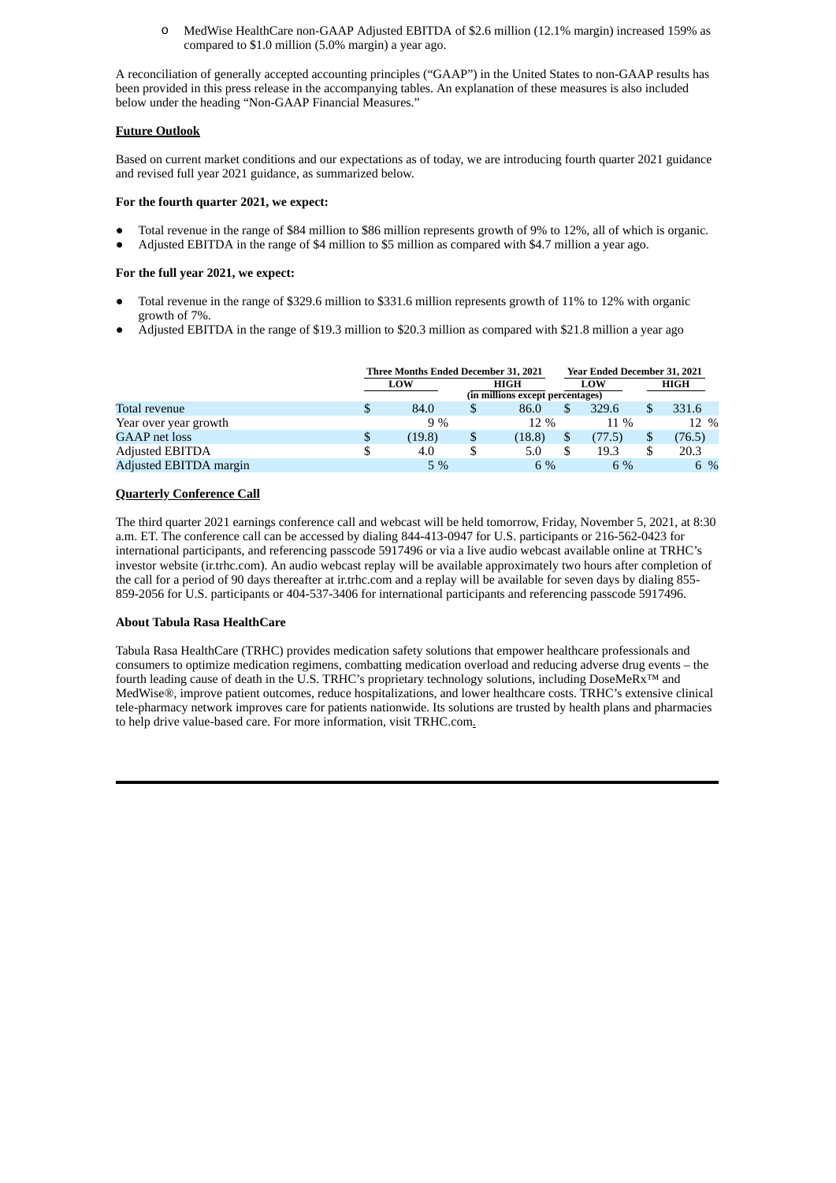- MedWise HealthCare non-GAAP Adjusted EBITDA of $2.6 million (12.1% margin) increased 159% as compared to $1.0 million (5.0% margin) a year ago.

A reconciliation of generally accepted accounting principles ("GAAP") in the United States to non-GAAP results has been provided in this press release in the accompanying tables. An explanation of these measures is also included below under the heading "Non-GAAP Financial Measures."

**Future Outlook**

Based on current market conditions and our expectations as of today, we are introducing fourth quarter 2021 guidance and revised full year 2021 guidance, as summarized below.

**For the fourth quarter 2021, we expect:**

- Total revenue in the range of $84 million to $86 million represents growth of 9% to 12%, all of which is organic.
- Adjusted EBITDA in the range of $4 million to $5 million as compared with $4.7 million a year ago.

**For the full year 2021, we expect:**

- Total revenue in the range of $329.6 million to $331.6 million represents growth of 11% to 12% with organic growth of 7%.
- Adjusted EBITDA in the range of $19.3 million to $20.3 million as compared with $21.8 million a year ago

| | Three Months Ended December 31, 2021 | | Year Ended December 31, 2021 | |
|---|---|---|---|---|
| | LOW | HIGH | LOW | HIGH |
| | (in millions except percentages) | | | |
| Total revenue | $ 84.0 | $ 86.0 | $ 329.6 | $ 331.6 |
| Year over year growth | 9 % | 12 % | 11 % | 12 % |
| GAAP net loss | $ (19.8) | $ (18.8) | $ (77.5) | $ (76.5) |
| Adjusted EBITDA | $ 4.0 | $ 5.0 | $ 19.3 | $ 20.3 |
| Adjusted EBITDA margin | 5 % | 6 % | 6 % | 6 % |

**Quarterly Conference Call**

The third quarter 2021 earnings conference call and webcast will be held tomorrow, Friday, November 5, 2021, at 8:30 a.m. ET. The conference call can be accessed by dialing 844-413-0947 for U.S. participants or 216-562-0423 for international participants, and referencing passcode 5917496 or via a live audio webcast available online at TRHC's investor website (ir.trhc.com). An audio webcast replay will be available approximately two hours after completion of the call for a period of 90 days thereafter at ir.trhc.com and a replay will be available for seven days by dialing 855-859-2056 for U.S. participants or 404-537-3406 for international participants and referencing passcode 5917496.

**About Tabula Rasa HealthCare**

Tabula Rasa HealthCare (TRHC) provides medication safety solutions that empower healthcare professionals and consumers to optimize medication regimens, combatting medication overload and reducing adverse drug events – the fourth leading cause of death in the U.S. TRHC's proprietary technology solutions, including DoseMeRx™ and MedWise®, improve patient outcomes, reduce hospitalizations, and lower healthcare costs. TRHC's extensive clinical tele-pharmacy network improves care for patients nationwide. Its solutions are trusted by health plans and pharmacies to help drive value-based care. For more information, visit TRHC.com.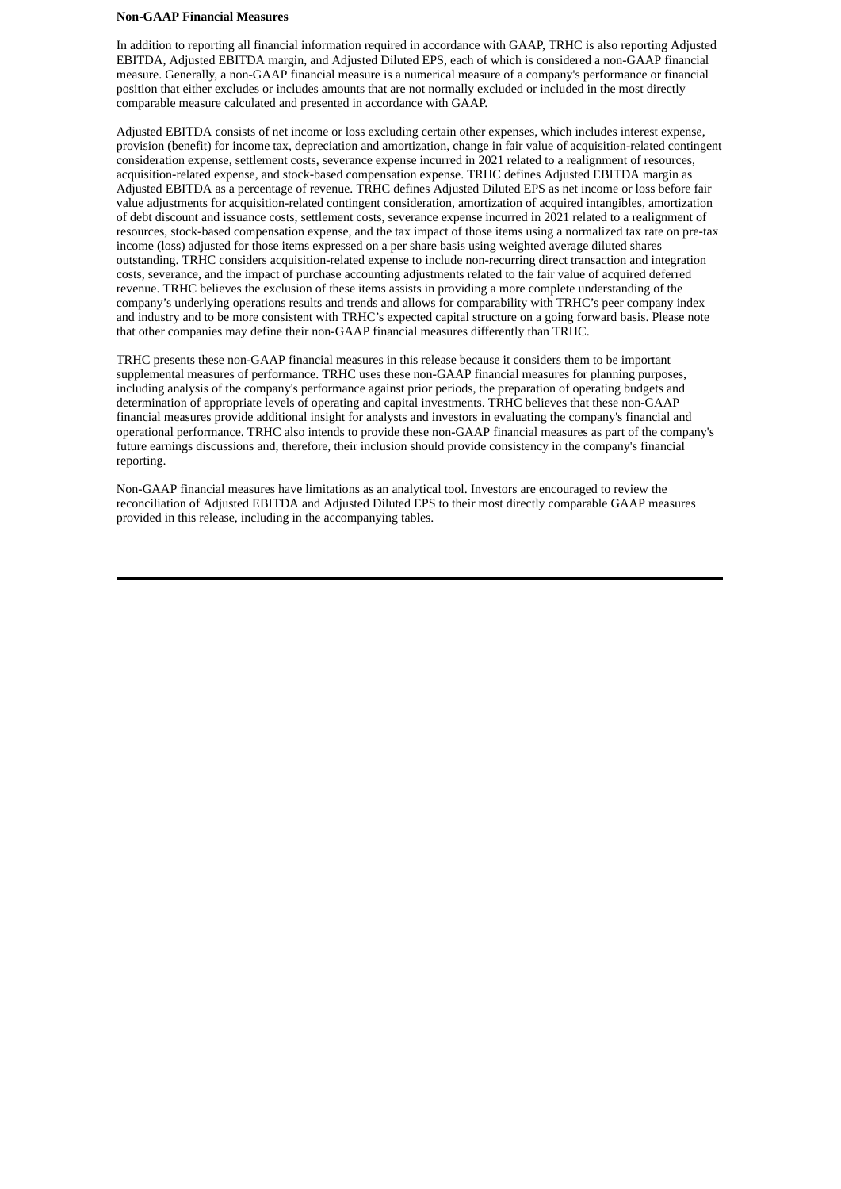**Non-GAAP Financial Measures**

In addition to reporting all financial information required in accordance with GAAP, TRHC is also reporting Adjusted EBITDA, Adjusted EBITDA margin, and Adjusted Diluted EPS, each of which is considered a non-GAAP financial measure. Generally, a non-GAAP financial measure is a numerical measure of a company's performance or financial position that either excludes or includes amounts that are not normally excluded or included in the most directly comparable measure calculated and presented in accordance with GAAP.

Adjusted EBITDA consists of net income or loss excluding certain other expenses, which includes interest expense, provision (benefit) for income tax, depreciation and amortization, change in fair value of acquisition-related contingent consideration expense, settlement costs, severance expense incurred in 2021 related to a realignment of resources, acquisition-related expense, and stock-based compensation expense. TRHC defines Adjusted EBITDA margin as Adjusted EBITDA as a percentage of revenue. TRHC defines Adjusted Diluted EPS as net income or loss before fair value adjustments for acquisition-related contingent consideration, amortization of acquired intangibles, amortization of debt discount and issuance costs, settlement costs, severance expense incurred in 2021 related to a realignment of resources, stock-based compensation expense, and the tax impact of those items using a normalized tax rate on pre-tax income (loss) adjusted for those items expressed on a per share basis using weighted average diluted shares outstanding. TRHC considers acquisition-related expense to include non-recurring direct transaction and integration costs, severance, and the impact of purchase accounting adjustments related to the fair value of acquired deferred revenue. TRHC believes the exclusion of these items assists in providing a more complete understanding of the company’s underlying operations results and trends and allows for comparability with TRHC’s peer company index and industry and to be more consistent with TRHC’s expected capital structure on a going forward basis. Please note that other companies may define their non-GAAP financial measures differently than TRHC.

TRHC presents these non-GAAP financial measures in this release because it considers them to be important supplemental measures of performance. TRHC uses these non-GAAP financial measures for planning purposes, including analysis of the company's performance against prior periods, the preparation of operating budgets and determination of appropriate levels of operating and capital investments. TRHC believes that these non-GAAP financial measures provide additional insight for analysts and investors in evaluating the company's financial and operational performance. TRHC also intends to provide these non-GAAP financial measures as part of the company's future earnings discussions and, therefore, their inclusion should provide consistency in the company's financial reporting.

Non-GAAP financial measures have limitations as an analytical tool. Investors are encouraged to review the reconciliation of Adjusted EBITDA and Adjusted Diluted EPS to their most directly comparable GAAP measures provided in this release, including in the accompanying tables.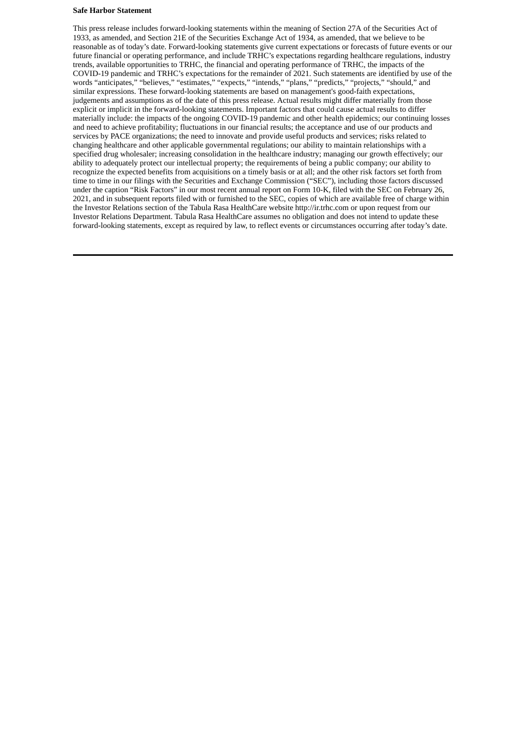**Safe Harbor Statement**

This press release includes forward-looking statements within the meaning of Section 27A of the Securities Act of 1933, as amended, and Section 21E of the Securities Exchange Act of 1934, as amended, that we believe to be reasonable as of today's date. Forward-looking statements give current expectations or forecasts of future events or our future financial or operating performance, and include TRHC's expectations regarding healthcare regulations, industry trends, available opportunities to TRHC, the financial and operating performance of TRHC, the impacts of the COVID-19 pandemic and TRHC's expectations for the remainder of 2021. Such statements are identified by use of the words "anticipates," "believes," "estimates," "expects," "intends," "plans," "predicts," "projects," "should," and similar expressions. These forward-looking statements are based on management's good-faith expectations, judgements and assumptions as of the date of this press release. Actual results might differ materially from those explicit or implicit in the forward-looking statements. Important factors that could cause actual results to differ materially include: the impacts of the ongoing COVID-19 pandemic and other health epidemics; our continuing losses and need to achieve profitability; fluctuations in our financial results; the acceptance and use of our products and services by PACE organizations; the need to innovate and provide useful products and services; risks related to changing healthcare and other applicable governmental regulations; our ability to maintain relationships with a specified drug wholesaler; increasing consolidation in the healthcare industry; managing our growth effectively; our ability to adequately protect our intellectual property; the requirements of being a public company; our ability to recognize the expected benefits from acquisitions on a timely basis or at all; and the other risk factors set forth from time to time in our filings with the Securities and Exchange Commission ("SEC"), including those factors discussed under the caption "Risk Factors" in our most recent annual report on Form 10-K, filed with the SEC on February 26, 2021, and in subsequent reports filed with or furnished to the SEC, copies of which are available free of charge within the Investor Relations section of the Tabula Rasa HealthCare website http://ir.trhc.com or upon request from our Investor Relations Department. Tabula Rasa HealthCare assumes no obligation and does not intend to update these forward-looking statements, except as required by law, to reflect events or circumstances occurring after today's date.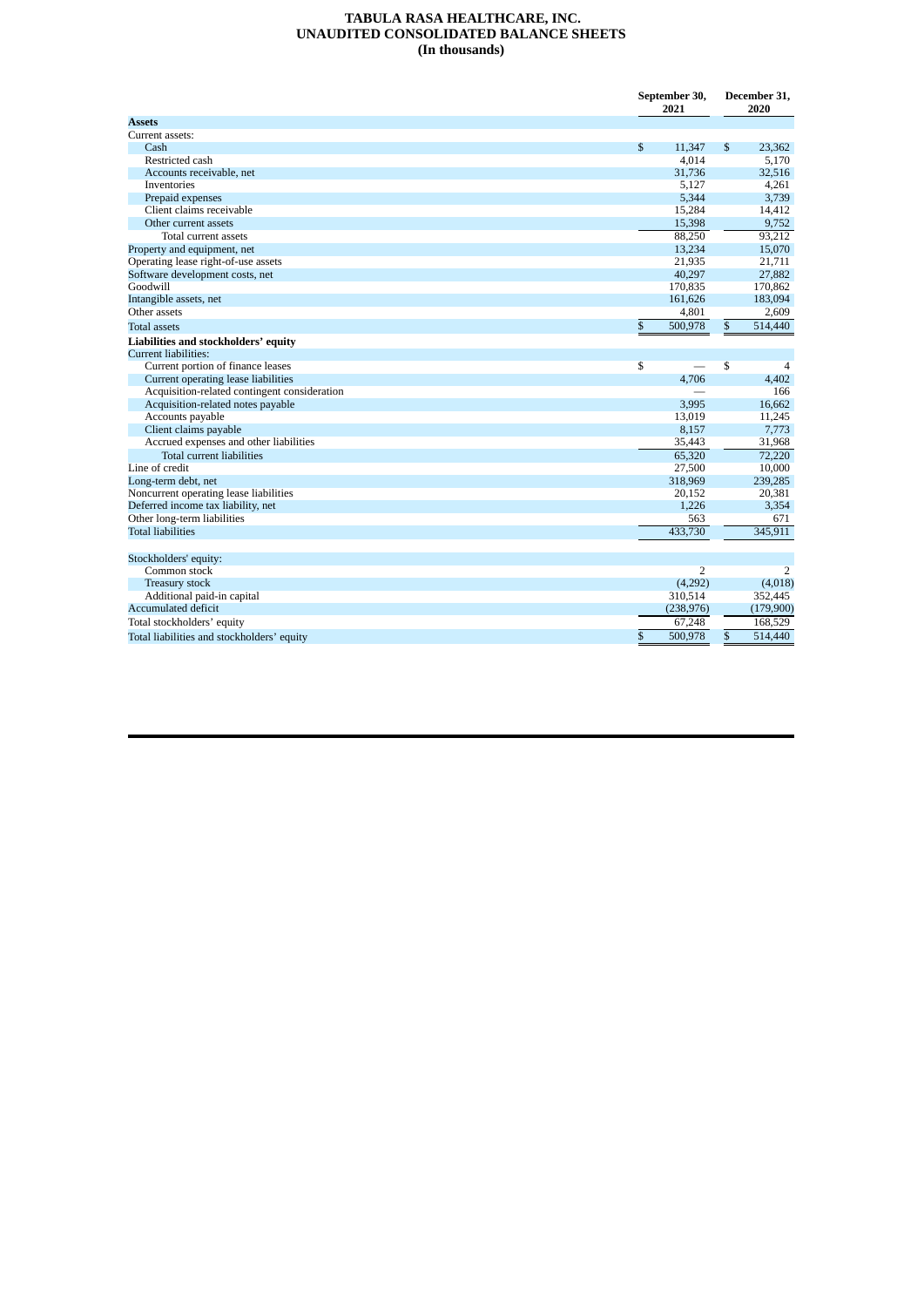# TABULA RASA HEALTHCARE, INC.
# UNAUDITED CONSOLIDATED BALANCE SHEETS
# (In thousands)

| | September 30, 2021 | December 31, 2020 |
|---|---|---|
| **Assets** | | |
| Current assets: | | |
| Cash | $ 11,347 | $ 23,362 |
| Restricted cash | 4,014 | 5,170 |
| Accounts receivable, net | 31,736 | 32,516 |
| Inventories | 5,127 | 4,261 |
| Prepaid expenses | 5,344 | 3,739 |
| Client claims receivable | 15,284 | 14,412 |
| Other current assets | 15,398 | 9,752 |
| Total current assets | 88,250 | 93,212 |
| Property and equipment, net | 13,234 | 15,070 |
| Operating lease right-of-use assets | 21,935 | 21,711 |
| Software development costs, net | 40,297 | 27,882 |
| Goodwill | 170,835 | 170,862 |
| Intangible assets, net | 161,626 | 183,094 |
| Other assets | 4,801 | 2,609 |
| Total assets | $ 500,978 | $ 514,440 |
| **Liabilities and stockholders' equity** | | |
| Current liabilities: | | |
| Current portion of finance leases | $ — | $ 4 |
| Current operating lease liabilities | 4,706 | 4,402 |
| Acquisition-related contingent consideration | — | 166 |
| Acquisition-related notes payable | 3,995 | 16,662 |
| Accounts payable | 13,019 | 11,245 |
| Client claims payable | 8,157 | 7,773 |
| Accrued expenses and other liabilities | 35,443 | 31,968 |
| Total current liabilities | 65,320 | 72,220 |
| Line of credit | 27,500 | 10,000 |
| Long-term debt, net | 318,969 | 239,285 |
| Noncurrent operating lease liabilities | 20,152 | 20,381 |
| Deferred income tax liability, net | 1,226 | 3,354 |
| Other long-term liabilities | 563 | 671 |
| Total liabilities | 433,730 | 345,911 |
| | | |
| Stockholders' equity: | | |
| Common stock | 2 | 2 |
| Treasury stock | (4,292) | (4,018) |
| Additional paid-in capital | 310,514 | 352,445 |
| Accumulated deficit | (238,976) | (179,900) |
| Total stockholders' equity | 67,248 | 168,529 |
| Total liabilities and stockholders' equity | $ 500,978 | $ 514,440 |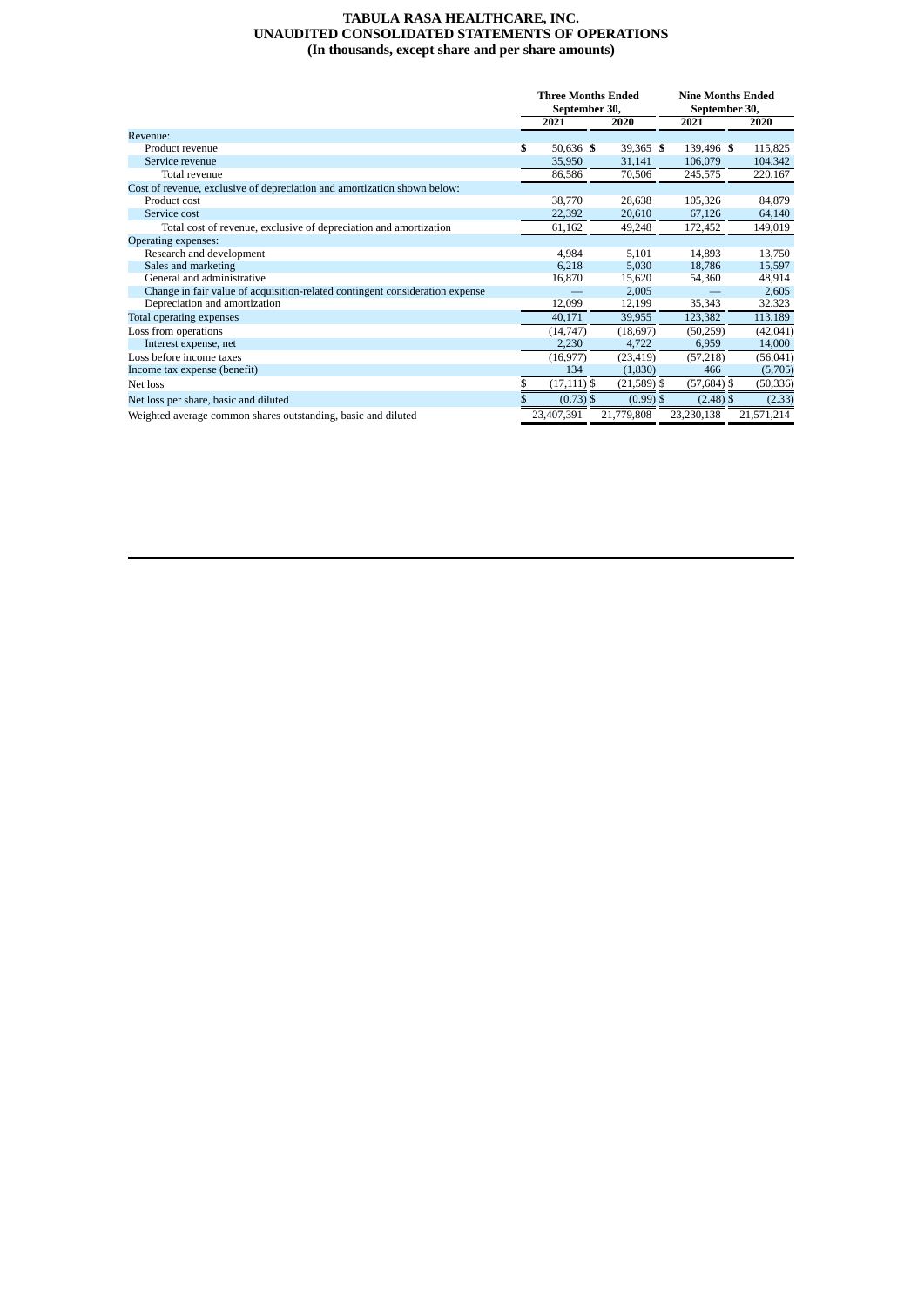**TABULA RASA HEALTHCARE, INC.**
**UNAUDITED CONSOLIDATED STATEMENTS OF OPERATIONS**
**(In thousands, except share and per share amounts)**

| | Three Months Ended September 30, | | Nine Months Ended September 30, | |
|---|---|---|---|---|
| | **2021** | **2020** | **2021** | **2020** |
| Revenue: | | | | |
| Product revenue | $ 50,636 | $ 39,365 | $ 139,496 | $ 115,825 |
| Service revenue | 35,950 | 31,141 | 106,079 | 104,342 |
| Total revenue | 86,586 | 70,506 | 245,575 | 220,167 |
| Cost of revenue, exclusive of depreciation and amortization shown below: | | | | |
| Product cost | 38,770 | 28,638 | 105,326 | 84,879 |
| Service cost | 22,392 | 20,610 | 67,126 | 64,140 |
| Total cost of revenue, exclusive of depreciation and amortization | 61,162 | 49,248 | 172,452 | 149,019 |
| Operating expenses: | | | | |
| Research and development | 4,984 | 5,101 | 14,893 | 13,750 |
| Sales and marketing | 6,218 | 5,030 | 18,786 | 15,597 |
| General and administrative | 16,870 | 15,620 | 54,360 | 48,914 |
| Change in fair value of acquisition-related contingent consideration expense | — | 2,005 | — | 2,605 |
| Depreciation and amortization | 12,099 | 12,199 | 35,343 | 32,323 |
| Total operating expenses | 40,171 | 39,955 | 123,382 | 113,189 |
| Loss from operations | (14,747) | (18,697) | (50,259) | (42,041) |
| Interest expense, net | 2,230 | 4,722 | 6,959 | 14,000 |
| Loss before income taxes | (16,977) | (23,419) | (57,218) | (56,041) |
| Income tax expense (benefit) | 134 | (1,830) | 466 | (5,705) |
| Net loss | $ (17,111) | $ (21,589) | $ (57,684) | $ (50,336) |
| Net loss per share, basic and diluted | $ (0.73) | $ (0.99) | $ (2.48) | $ (2.33) |
| Weighted average common shares outstanding, basic and diluted | 23,407,391 | 21,779,808 | 23,230,138 | 21,571,214 |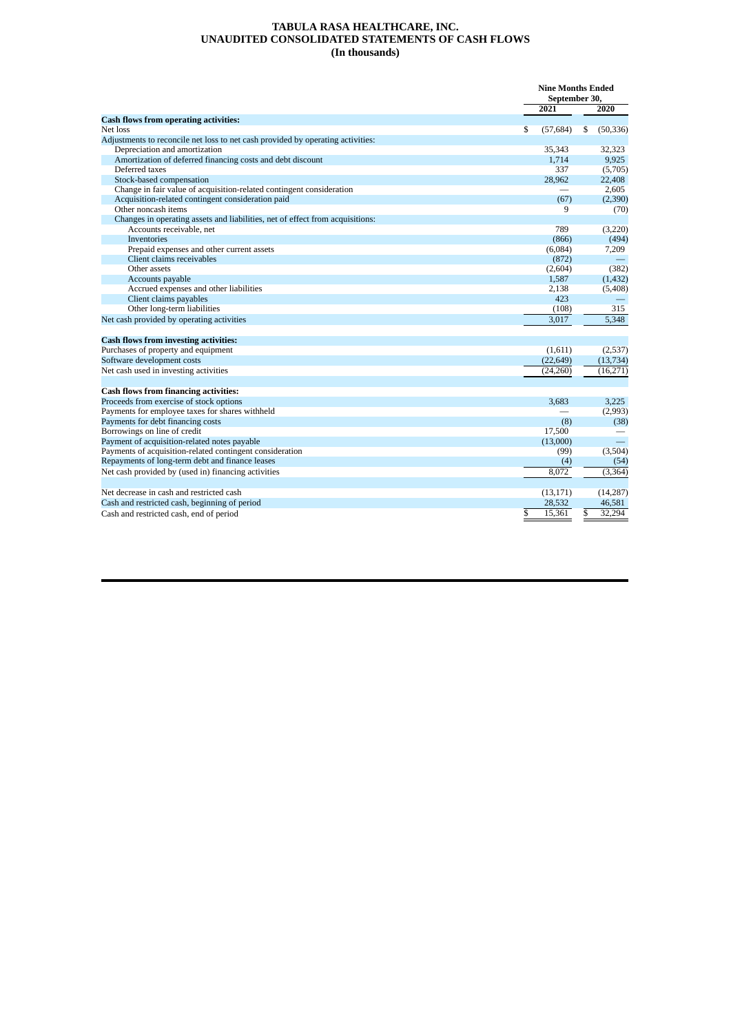# TABULA RASA HEALTHCARE, INC.
# UNAUDITED CONSOLIDATED STATEMENTS OF CASH FLOWS
## (In thousands)

| | Nine Months Ended September 30, | |
|---|---|---|
| | 2021 | 2020 |
| **Cash flows from operating activities:** | | |
| Net loss | $ (57,684) | $ (50,336) |
| Adjustments to reconcile net loss to net cash provided by operating activities: | | |
| Depreciation and amortization | 35,343 | 32,323 |
| Amortization of deferred financing costs and debt discount | 1,714 | 9,925 |
| Deferred taxes | 337 | (5,705) |
| Stock-based compensation | 28,962 | 22,408 |
| Change in fair value of acquisition-related contingent consideration | — | 2,605 |
| Acquisition-related contingent consideration paid | (67) | (2,390) |
| Other noncash items | 9 | (70) |
| Changes in operating assets and liabilities, net of effect from acquisitions: | | |
| Accounts receivable, net | 789 | (3,220) |
| Inventories | (866) | (494) |
| Prepaid expenses and other current assets | (6,084) | 7,209 |
| Client claims receivables | (872) | — |
| Other assets | (2,604) | (382) |
| Accounts payable | 1,587 | (1,432) |
| Accrued expenses and other liabilities | 2,138 | (5,408) |
| Client claims payables | 423 | — |
| Other long-term liabilities | (108) | 315 |
| Net cash provided by operating activities | 3,017 | 5,348 |
| **Cash flows from investing activities:** | | |
| Purchases of property and equipment | (1,611) | (2,537) |
| Software development costs | (22,649) | (13,734) |
| Net cash used in investing activities | (24,260) | (16,271) |
| **Cash flows from financing activities:** | | |
| Proceeds from exercise of stock options | 3,683 | 3,225 |
| Payments for employee taxes for shares withheld | — | (2,993) |
| Payments for debt financing costs | (8) | (38) |
| Borrowings on line of credit | 17,500 | — |
| Payment of acquisition-related notes payable | (13,000) | — |
| Payments of acquisition-related contingent consideration | (99) | (3,504) |
| Repayments of long-term debt and finance leases | (4) | (54) |
| Net cash provided by (used in) financing activities | 8,072 | (3,364) |
| Net decrease in cash and restricted cash | (13,171) | (14,287) |
| Cash and restricted cash, beginning of period | 28,532 | 46,581 |
| Cash and restricted cash, end of period | $ 15,361 | $ 32,294 |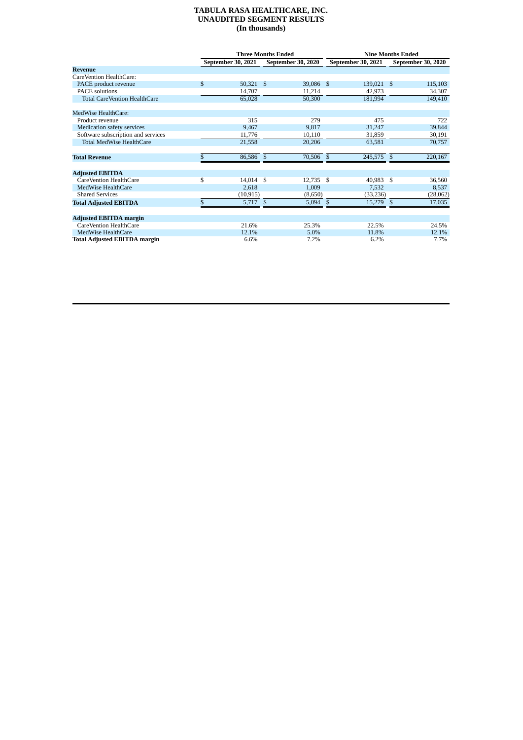# TABULA RASA HEALTHCARE, INC.
## UNAUDITED SEGMENT RESULTS
### (In thousands)

| | Three Months Ended | | Nine Months Ended | |
|---|---|---|---|---|
| | September 30, 2021 | September 30, 2020 | September 30, 2021 | September 30, 2020 |
| **Revenue** | | | | |
| CareVention HealthCare: | | | | |
| PACE product revenue | $ 50,321 | $ 39,086 | $ 139,021 | $ 115,103 |
| PACE solutions | 14,707 | 11,214 | 42,973 | 34,307 |
| Total CareVention HealthCare | 65,028 | 50,300 | 181,994 | 149,410 |
| MedWise HealthCare: | | | | |
| Product revenue | 315 | 279 | 475 | 722 |
| Medication safety services | 9,467 | 9,817 | 31,247 | 39,844 |
| Software subscription and services | 11,776 | 10,110 | 31,859 | 30,191 |
| Total MedWise HealthCare | 21,558 | 20,206 | 63,581 | 70,757 |
| **Total Revenue** | $ 86,586 | $ 70,506 | $ 245,575 | $ 220,167 |
| **Adjusted EBITDA** | | | | |
| CareVention HealthCare | $ 14,014 | $ 12,735 | $ 40,983 | $ 36,560 |
| MedWise HealthCare | 2,618 | 1,009 | 7,532 | 8,537 |
| Shared Services | (10,915) | (8,650) | (33,236) | (28,062) |
| **Total Adjusted EBITDA** | $ 5,717 | $ 5,094 | $ 15,279 | $ 17,035 |
| **Adjusted EBITDA margin** | | | | |
| CareVention HealthCare | 21.6% | 25.3% | 22.5% | 24.5% |
| MedWise HealthCare | 12.1% | 5.0% | 11.8% | 12.1% |
| **Total Adjusted EBITDA margin** | 6.6% | 7.2% | 6.2% | 7.7% |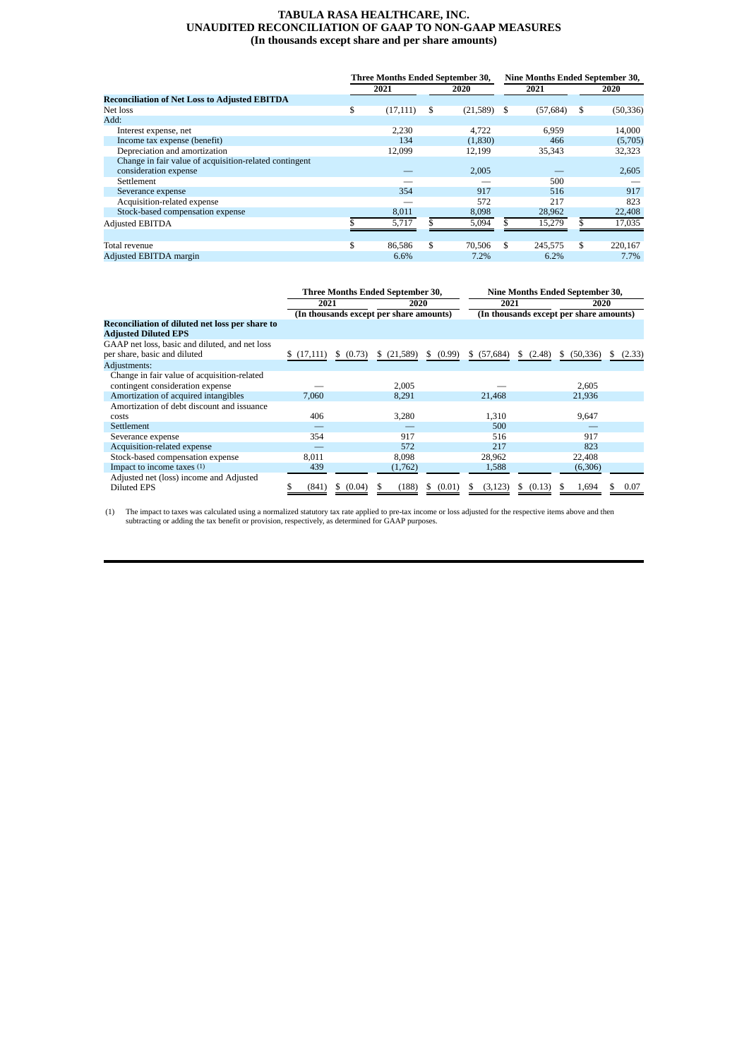# TABULA RASA HEALTHCARE, INC.
## UNAUDITED RECONCILIATION OF GAAP TO NON-GAAP MEASURES
### (In thousands except share and per share amounts)

| | Three Months Ended September 30, | | Nine Months Ended September 30, | |
|---|---|---|---|---|
| | 2021 | 2020 | 2021 | 2020 |
| **Reconciliation of Net Loss to Adjusted EBITDA** | | | | |
| Net loss | $ (17,111) | $ (21,589) | $ (57,684) | $ (50,336) |
| Add: | | | | |
| Interest expense, net | 2,230 | 4,722 | 6,959 | 14,000 |
| Income tax expense (benefit) | 134 | (1,830) | 466 | (5,705) |
| Depreciation and amortization | 12,099 | 12,199 | 35,343 | 32,323 |
| Change in fair value of acquisition-related contingent consideration expense | — | 2,005 | — | 2,605 |
| Settlement | — | — | 500 | — |
| Severance expense | 354 | 917 | 516 | 917 |
| Acquisition-related expense | — | 572 | 217 | 823 |
| Stock-based compensation expense | 8,011 | 8,098 | 28,962 | 22,408 |
| Adjusted EBITDA | $ 5,717 | $ 5,094 | $ 15,279 | $ 17,035 |
| | | | | |
| Total revenue | $ 86,586 | $ 70,506 | $ 245,575 | $ 220,167 |
| Adjusted EBITDA margin | 6.6% | 7.2% | 6.2% | 7.7% |

| | Three Months Ended September 30, | | | | Nine Months Ended September 30, | | | |
|---|---|---|---|---|---|---|---|---|
| | 2021 | | 2020 | | 2021 | | 2020 | |
| | (In thousands except per share amounts) | | | | (In thousands except per share amounts) | | | |
| **Reconciliation of diluted net loss per share to Adjusted Diluted EPS** | | | | | | | | |
| GAAP net loss, basic and diluted, and net loss per share, basic and diluted | $ (17,111) | $ (0.73) | $ (21,589) | $ (0.99) | $ (57,684) | $ (2.48) | $ (50,336) | $ (2.33) |
| Adjustments: | | | | | | | | |
| Change in fair value of acquisition-related contingent consideration expense | — | | 2,005 | | — | | 2,605 | |
| Amortization of acquired intangibles | 7,060 | | 8,291 | | 21,468 | | 21,936 | |
| Amortization of debt discount and issuance costs | 406 | | 3,280 | | 1,310 | | 9,647 | |
| Settlement | — | | — | | 500 | | — | |
| Severance expense | 354 | | 917 | | 516 | | 917 | |
| Acquisition-related expense | — | | 572 | | 217 | | 823 | |
| Stock-based compensation expense | 8,011 | | 8,098 | | 28,962 | | 22,408 | |
| Impact to income taxes (1) | 439 | | (1,762) | | 1,588 | | (6,306) | |
| Adjusted net (loss) income and Adjusted Diluted EPS | $ (841) | $ (0.04) | $ (188) | $ (0.01) | $ (3,123) | $ (0.13) | $ 1,694 | $ 0.07 |

(1) The impact to taxes was calculated using a normalized statutory tax rate applied to pre-tax income or loss adjusted for the respective items above and then subtracting or adding the tax benefit or provision, respectively, as determined for GAAP purposes.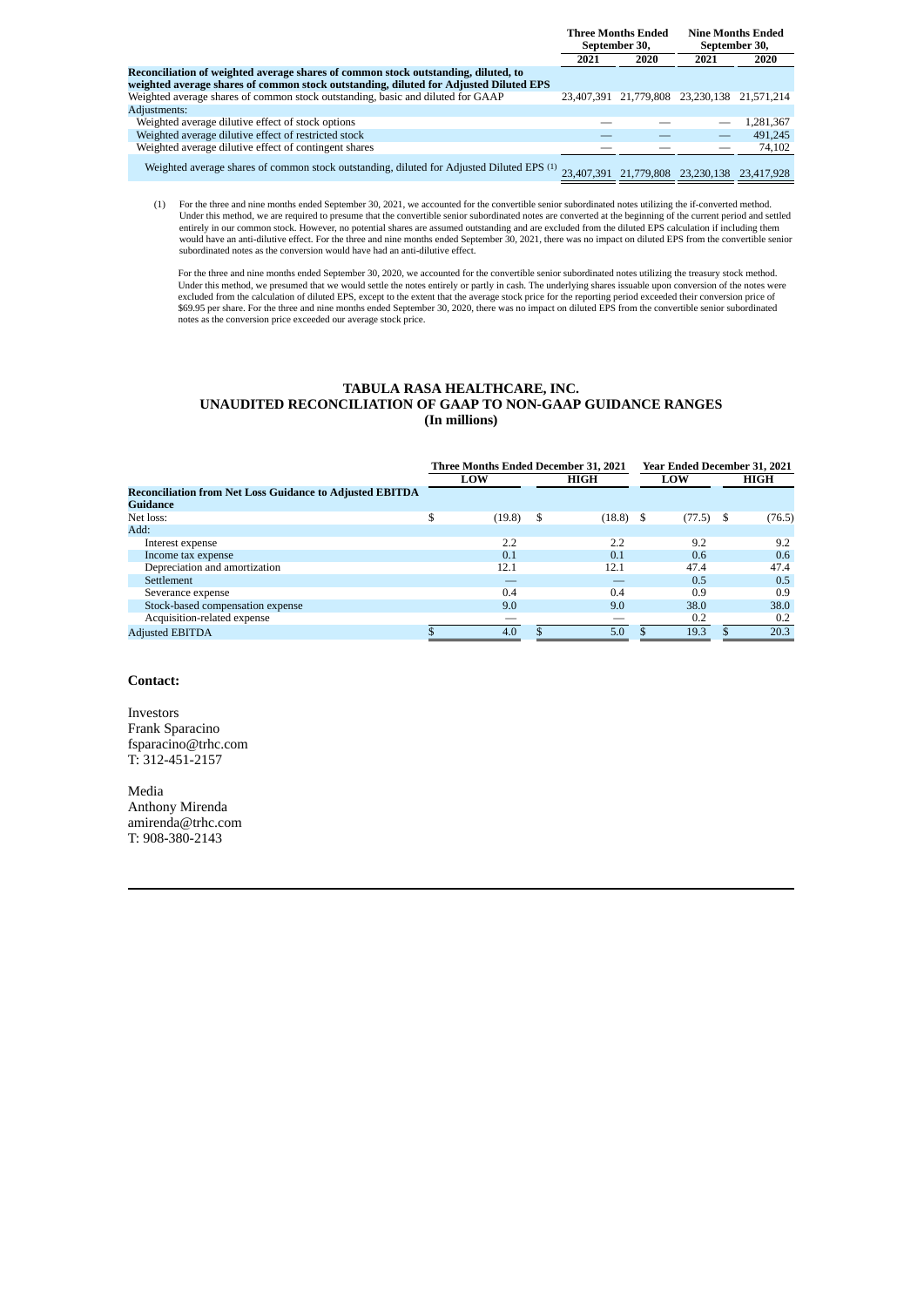| | Three Months Ended September 30, | | Nine Months Ended September 30, | |
|---|---|---|---|---|
| | 2021 | 2020 | 2021 | 2020 |
| **Reconciliation of weighted average shares of common stock outstanding, diluted, to weighted average shares of common stock outstanding, diluted for Adjusted Diluted EPS** | | | | |
| Weighted average shares of common stock outstanding, basic and diluted for GAAP | 23,407,391 | 21,779,808 | 23,230,138 | 21,571,214 |
| Adjustments: | | | | |
| Weighted average dilutive effect of stock options | — | — | — | 1,281,367 |
| Weighted average dilutive effect of restricted stock | — | — | — | 491,245 |
| Weighted average dilutive effect of contingent shares | — | — | — | 74,102 |
| Weighted average shares of common stock outstanding, diluted for Adjusted Diluted EPS (1) | 23,407,391 | 21,779,808 | 23,230,138 | 23,417,928 |

(1) For the three and nine months ended September 30, 2021, we accounted for the convertible senior subordinated notes utilizing the if-converted method. Under this method, we are required to presume that the convertible senior subordinated notes are converted at the beginning of the current period and settled entirely in our common stock. However, no potential shares are assumed outstanding and are excluded from the diluted EPS calculation if including them would have an anti-dilutive effect. For the three and nine months ended September 30, 2021, there was no impact on diluted EPS from the convertible senior subordinated notes as the conversion would have had an anti-dilutive effect.

For the three and nine months ended September 30, 2020, we accounted for the convertible senior subordinated notes utilizing the treasury stock method. Under this method, we presumed that we would settle the notes entirely or partly in cash. The underlying shares issuable upon conversion of the notes were excluded from the calculation of diluted EPS, except to the extent that the average stock price for the reporting period exceeded their conversion price of $69.95 per share. For the three and nine months ended September 30, 2020, there was no impact on diluted EPS from the convertible senior subordinated notes as the conversion price exceeded our average stock price.

**TABULA RASA HEALTHCARE, INC.**
**UNAUDITED RECONCILIATION OF GAAP TO NON-GAAP GUIDANCE RANGES**
**(In millions)**

| | Three Months Ended December 31, 2021 | | Year Ended December 31, 2021 | |
|---|---|---|---|---|
| | LOW | HIGH | LOW | HIGH |
| **Reconciliation from Net Loss Guidance to Adjusted EBITDA Guidance** | | | | |
| Net loss: | $ (19.8) | $ (18.8) | $ (77.5) | $ (76.5) |
| Add: | | | | |
| Interest expense | 2.2 | 2.2 | 9.2 | 9.2 |
| Income tax expense | 0.1 | 0.1 | 0.6 | 0.6 |
| Depreciation and amortization | 12.1 | 12.1 | 47.4 | 47.4 |
| Settlement | — | — | 0.5 | 0.5 |
| Severance expense | 0.4 | 0.4 | 0.9 | 0.9 |
| Stock-based compensation expense | 9.0 | 9.0 | 38.0 | 38.0 |
| Acquisition-related expense | — | — | 0.2 | 0.2 |
| Adjusted EBITDA | $ 4.0 | $ 5.0 | $ 19.3 | $ 20.3 |

**Contact:**

Investors
Frank Sparacino
fsparacino@trhc.com
T: 312-451-2157

Media
Anthony Mirenda
amirenda@trhc.com
T: 908-380-2143